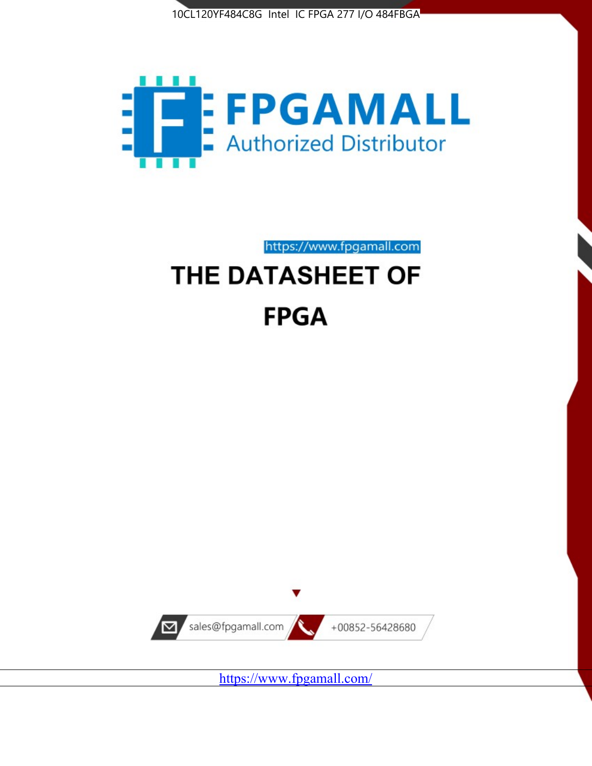10CL120YF484C8G Intel IC FPGA 277 I/O 484FBGA

FPGAMALL

Authorized Distributor

https://www.fpgamall.com

# THE DATASHEET OF

# FPGA

sales@fpgamall.com

+00852-56428680

https://www.fpgamall.com/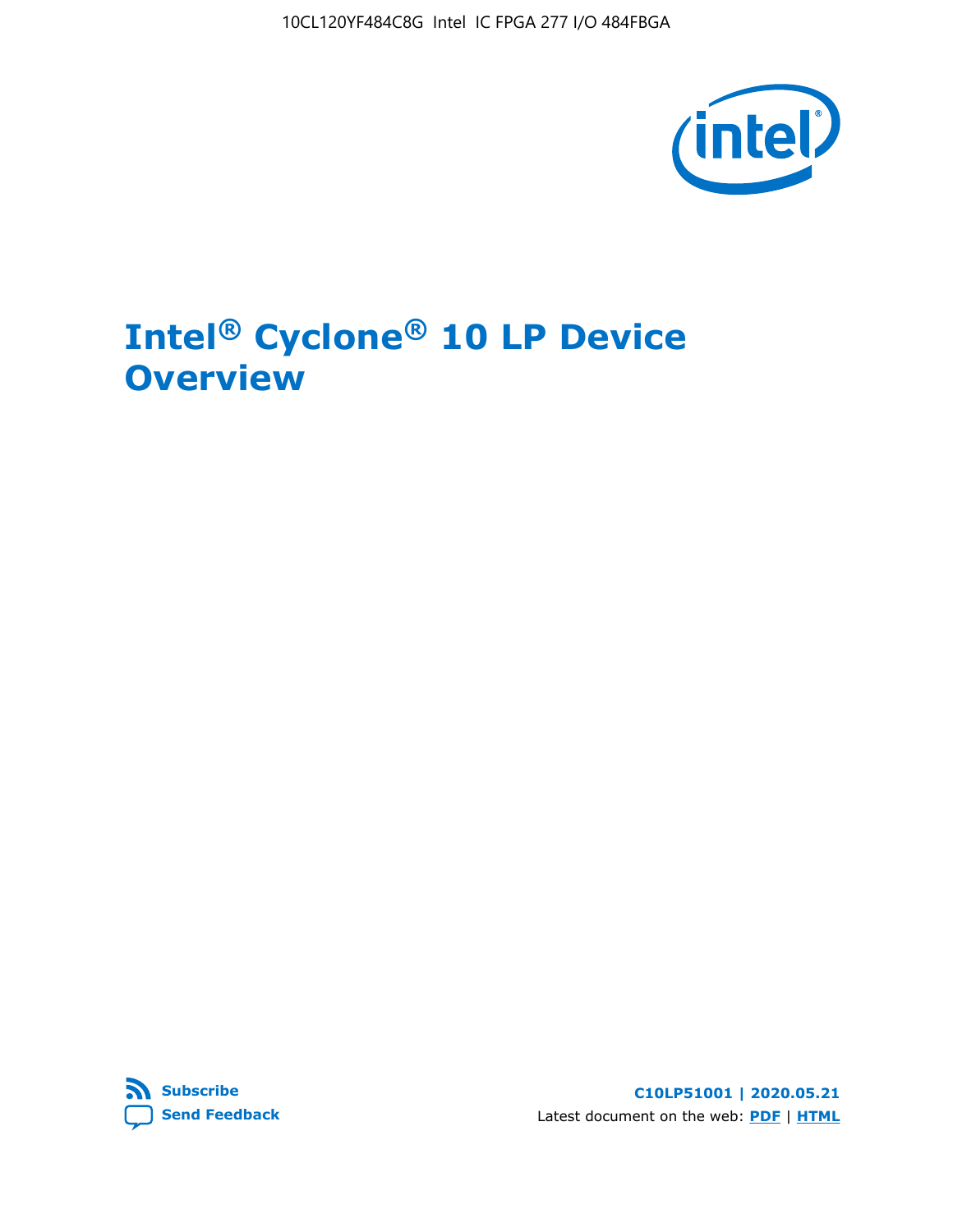# Intel® Cyclone® 10 LP Device Overview

C10LP51001 | 2020.05.21

Latest document on the web: **PDF** | **HTML**

Subscribe

Send Feedback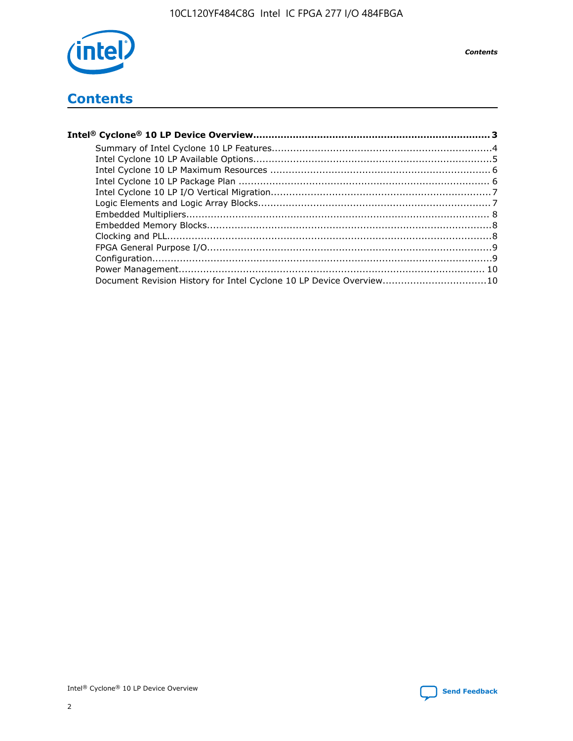# Contents

**Intel® Cyclone® 10 LP Device Overview....................................................................... 3**

- Summary of Intel Cyclone 10 LP Features......................................................................4
- Intel Cyclone 10 LP Available Options............................................................................5
- Intel Cyclone 10 LP Maximum Resources ....................................................................... 6
- Intel Cyclone 10 LP Package Plan ................................................................................ 6
- Intel Cyclone 10 LP I/O Vertical Migration......................................................................7
- Logic Elements and Logic Array Blocks..........................................................................7
- Embedded Multipliers................................................................................................. 8
- Embedded Memory Blocks...........................................................................................8
- Clocking and PLL........................................................................................................8
- FPGA General Purpose I/O...........................................................................................9
- Configuration.............................................................................................................9
- Power Management.................................................................................................. 10
- Document Revision History for Intel Cyclone 10 LP Device Overview.................................10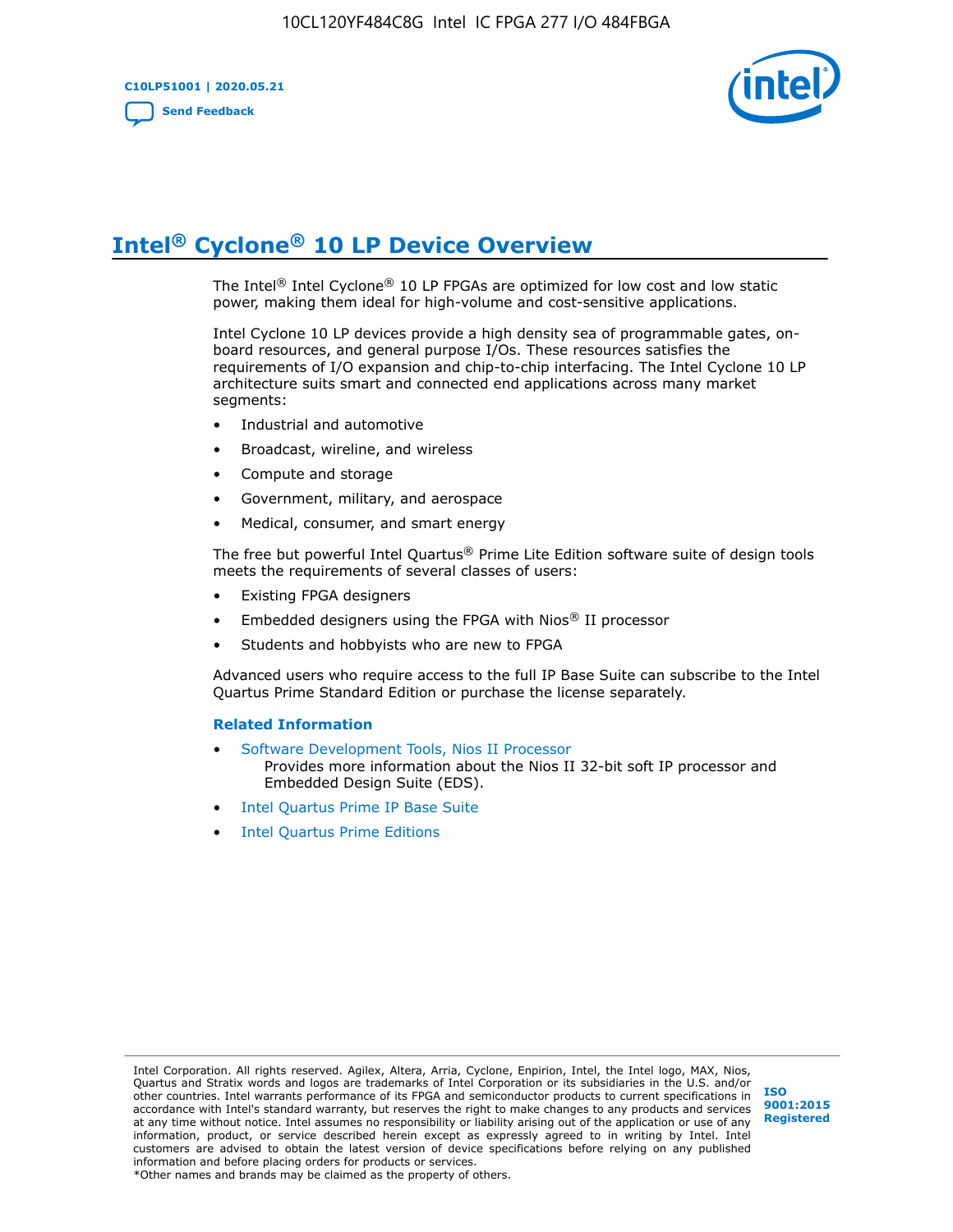# Intel® Cyclone® 10 LP Device Overview

The Intel® Intel Cyclone® 10 LP FPGAs are optimized for low cost and low static power, making them ideal for high-volume and cost-sensitive applications.

Intel Cyclone 10 LP devices provide a high density sea of programmable gates, on-board resources, and general purpose I/Os. These resources satisfies the requirements of I/O expansion and chip-to-chip interfacing. The Intel Cyclone 10 LP architecture suits smart and connected end applications across many market segments:

- Industrial and automotive
- Broadcast, wireline, and wireless
- Compute and storage
- Government, military, and aerospace
- Medical, consumer, and smart energy

The free but powerful Intel Quartus® Prime Lite Edition software suite of design tools meets the requirements of several classes of users:

- Existing FPGA designers
- Embedded designers using the FPGA with Nios® II processor
- Students and hobbyists who are new to FPGA

Advanced users who require access to the full IP Base Suite can subscribe to the Intel Quartus Prime Standard Edition or purchase the license separately.

### Related Information

- Software Development Tools, Nios II Processor
  Provides more information about the Nios II 32-bit soft IP processor and Embedded Design Suite (EDS).
- Intel Quartus Prime IP Base Suite
- Intel Quartus Prime Editions

Intel Corporation. All rights reserved. Agilex, Altera, Arria, Cyclone, Enpirion, Intel, the Intel logo, MAX, Nios, Quartus and Stratix words and logos are trademarks of Intel Corporation or its subsidiaries in the U.S. and/or other countries. Intel warrants performance of its FPGA and semiconductor products to current specifications in accordance with Intel's standard warranty, but reserves the right to make changes to any products and services at any time without notice. Intel assumes no responsibility or liability arising out of the application or use of any information, product, or service described herein except as expressly agreed to in writing by Intel. Intel customers are advised to obtain the latest version of device specifications before relying on any published information and before placing orders for products or services.
*Other names and brands may be claimed as the property of others.

ISO 9001:2015 Registered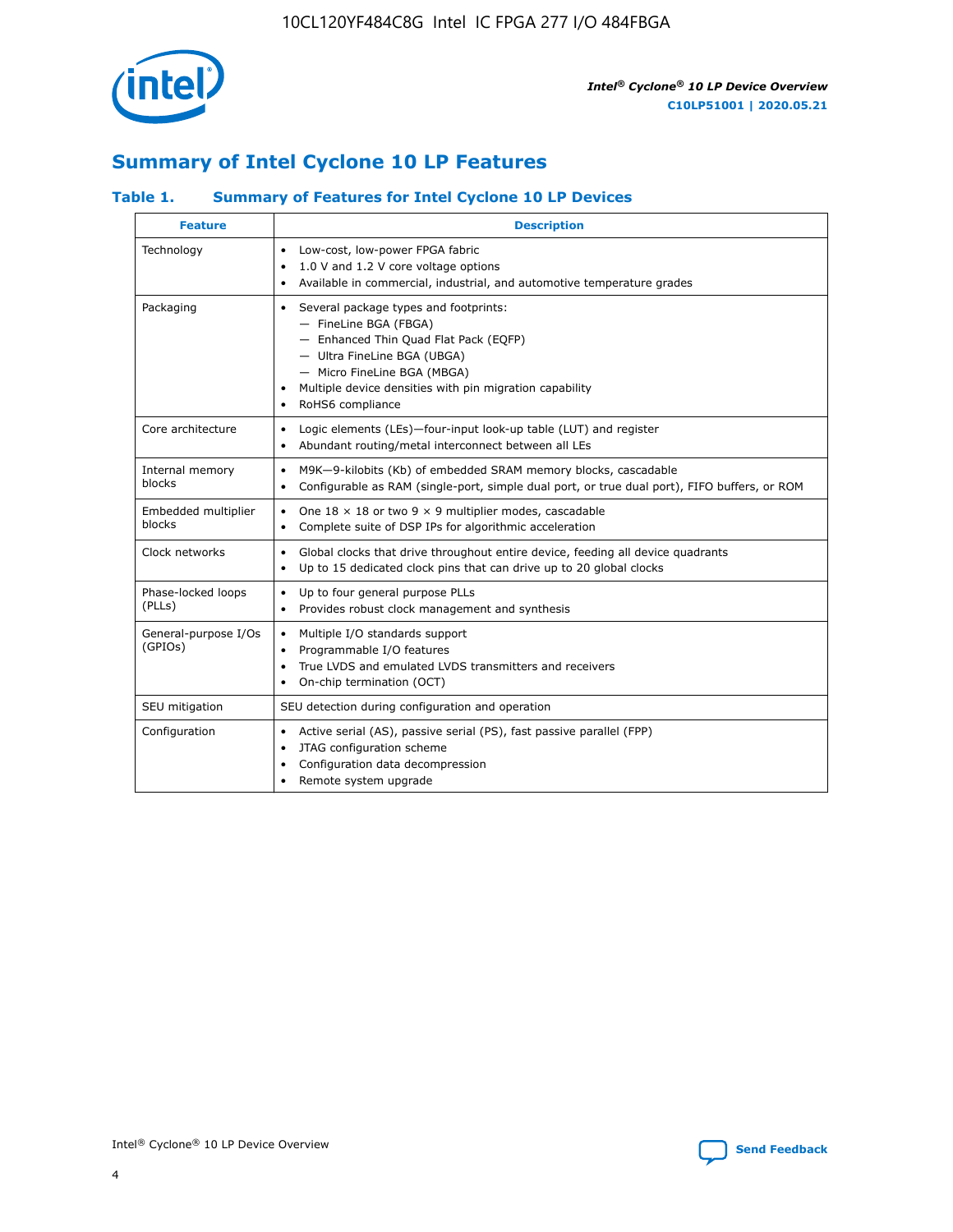# Summary of Intel Cyclone 10 LP Features

### Table 1. Summary of Features for Intel Cyclone 10 LP Devices

| Feature | Description |
|---|---|
| Technology | • Low-cost, low-power FPGA fabric<br>• 1.0 V and 1.2 V core voltage options<br>• Available in commercial, industrial, and automotive temperature grades |
| Packaging | • Several package types and footprints:<br>— FineLine BGA (FBGA)<br>— Enhanced Thin Quad Flat Pack (EQFP)<br>— Ultra FineLine BGA (UBGA)<br>— Micro FineLine BGA (MBGA)<br>• Multiple device densities with pin migration capability<br>• RoHS6 compliance |
| Core architecture | • Logic elements (LEs)—four-input look-up table (LUT) and register<br>• Abundant routing/metal interconnect between all LEs |
| Internal memory blocks | • M9K—9-kilobits (Kb) of embedded SRAM memory blocks, cascadable<br>• Configurable as RAM (single-port, simple dual port, or true dual port), FIFO buffers, or ROM |
| Embedded multiplier blocks | • One 18 × 18 or two 9 × 9 multiplier modes, cascadable<br>• Complete suite of DSP IPs for algorithmic acceleration |
| Clock networks | • Global clocks that drive throughout entire device, feeding all device quadrants<br>• Up to 15 dedicated clock pins that can drive up to 20 global clocks |
| Phase-locked loops (PLLs) | • Up to four general purpose PLLs<br>• Provides robust clock management and synthesis |
| General-purpose I/Os (GPIOs) | • Multiple I/O standards support<br>• Programmable I/O features<br>• True LVDS and emulated LVDS transmitters and receivers<br>• On-chip termination (OCT) |
| SEU mitigation | SEU detection during configuration and operation |
| Configuration | • Active serial (AS), passive serial (PS), fast passive parallel (FPP)<br>• JTAG configuration scheme<br>• Configuration data decompression<br>• Remote system upgrade |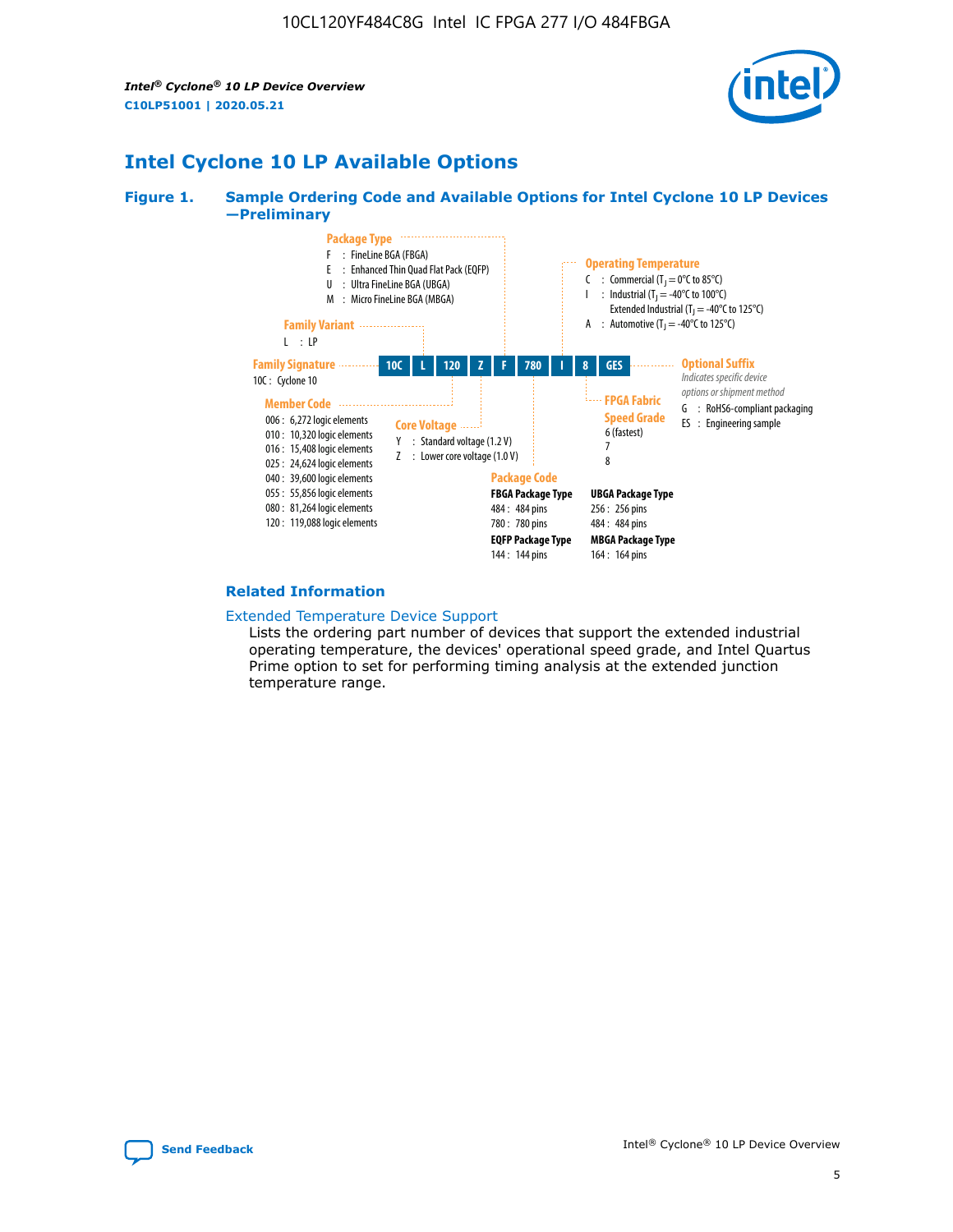## Intel Cyclone 10 LP Available Options

**Figure 1. Sample Ordering Code and Available Options for Intel Cyclone 10 LP Devices —Preliminary**

| 10C | L | 120 | Z | F | 780 | I | 8 | GES |
|---|---|---|---|---|---|---|---|---|

**Family Signature**
- 10C : Cyclone 10

**Family Variant**
- L : LP

**Member Code**
- 006 : 6,272 logic elements
- 010 : 10,320 logic elements
- 016 : 15,408 logic elements
- 025 : 24,624 logic elements
- 040 : 39,600 logic elements
- 055 : 55,856 logic elements
- 080 : 81,264 logic elements
- 120 : 119,088 logic elements

**Core Voltage**
- Y : Standard voltage (1.2 V)
- Z : Lower core voltage (1.0 V)

**Package Type**
- F : FineLine BGA (FBGA)
- E : Enhanced Thin Quad Flat Pack (EQFP)
- U : Ultra FineLine BGA (UBGA)
- M : Micro FineLine BGA (MBGA)

**Package Code**

FBGA Package Type
- 484 : 484 pins
- 780 : 780 pins

EQFP Package Type
- 144 : 144 pins

UBGA Package Type
- 256 : 256 pins
- 484 : 484 pins

MBGA Package Type
- 164 : 164 pins

**Operating Temperature**
- C : Commercial ($T_J$ = 0°C to 85°C)
- I : Industrial ($T_J$ = -40°C to 100°C)
  Extended Industrial ($T_J$ = -40°C to 125°C)
- A : Automotive ($T_J$ = -40°C to 125°C)

**FPGA Fabric Speed Grade**
- 6 (fastest)
- 7
- 8

**Optional Suffix**

*Indicates specific device options or shipment method*
- G : RoHS6-compliant packaging
- ES : Engineering sample

### Related Information

Extended Temperature Device Support

Lists the ordering part number of devices that support the extended industrial operating temperature, the devices' operational speed grade, and Intel Quartus Prime option to set for performing timing analysis at the extended junction temperature range.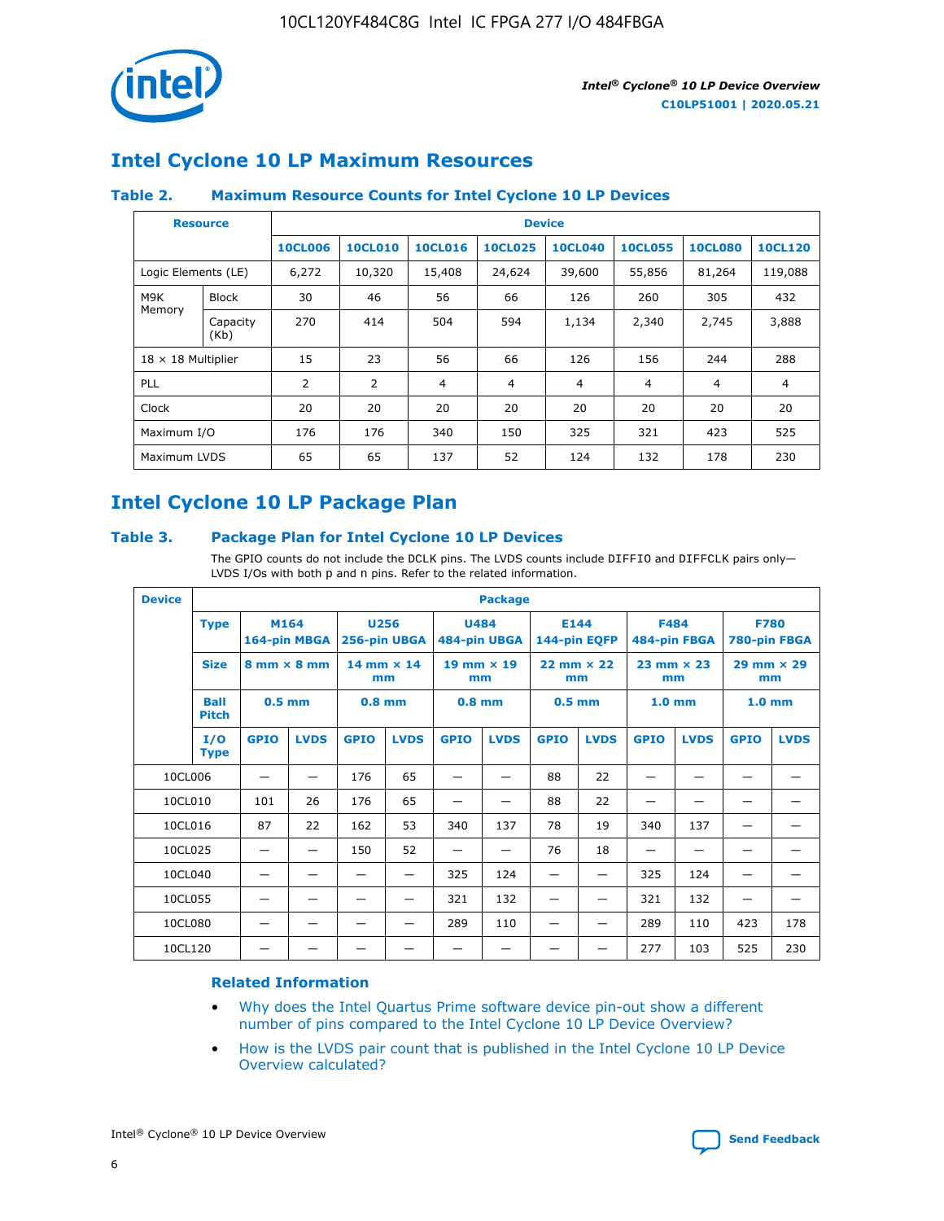## Intel Cyclone 10 LP Maximum Resources

### Table 2. Maximum Resource Counts for Intel Cyclone 10 LP Devices

| Resource | | Device | | | | | | | |
|---|---|---|---|---|---|---|---|---|---|
| | | 10CL006 | 10CL010 | 10CL016 | 10CL025 | 10CL040 | 10CL055 | 10CL080 | 10CL120 |
| Logic Elements (LE) | | 6,272 | 10,320 | 15,408 | 24,624 | 39,600 | 55,856 | 81,264 | 119,088 |
| M9K Memory | Block | 30 | 46 | 56 | 66 | 126 | 260 | 305 | 432 |
| | Capacity (Kb) | 270 | 414 | 504 | 594 | 1,134 | 2,340 | 2,745 | 3,888 |
| 18 × 18 Multiplier | | 15 | 23 | 56 | 66 | 126 | 156 | 244 | 288 |
| PLL | | 2 | 2 | 4 | 4 | 4 | 4 | 4 | 4 |
| Clock | | 20 | 20 | 20 | 20 | 20 | 20 | 20 | 20 |
| Maximum I/O | | 176 | 176 | 340 | 150 | 325 | 321 | 423 | 525 |
| Maximum LVDS | | 65 | 65 | 137 | 52 | 124 | 132 | 178 | 230 |

## Intel Cyclone 10 LP Package Plan

### Table 3. Package Plan for Intel Cyclone 10 LP Devices

The GPIO counts do not include the DCLK pins. The LVDS counts include DIFFIO and DIFFCLK pairs only—LVDS I/Os with both p and n pins. Refer to the related information.

| Device | Package | | | | | | | | | | | | |
|---|---|---|---|---|---|---|---|---|---|---|---|---|---|
| | Type | M164 164-pin MBGA | | U256 256-pin UBGA | | U484 484-pin UBGA | | E144 144-pin EQFP | | F484 484-pin FBGA | | F780 780-pin FBGA | |
| | Size | 8 mm × 8 mm | | 14 mm × 14 mm | | 19 mm × 19 mm | | 22 mm × 22 mm | | 23 mm × 23 mm | | 29 mm × 29 mm | |
| | Ball Pitch | 0.5 mm | | 0.8 mm | | 0.8 mm | | 0.5 mm | | 1.0 mm | | 1.0 mm | |
| | I/O Type | GPIO | LVDS | GPIO | LVDS | GPIO | LVDS | GPIO | LVDS | GPIO | LVDS | GPIO | LVDS |
| 10CL006 | | — | — | 176 | 65 | — | — | 88 | 22 | — | — | — | — |
| 10CL010 | | 101 | 26 | 176 | 65 | — | — | 88 | 22 | — | — | — | — |
| 10CL016 | | 87 | 22 | 162 | 53 | 340 | 137 | 78 | 19 | 340 | 137 | — | — |
| 10CL025 | | — | — | 150 | 52 | — | — | 76 | 18 | — | — | — | — |
| 10CL040 | | — | — | — | — | 325 | 124 | — | — | 325 | 124 | — | — |
| 10CL055 | | — | — | — | — | 321 | 132 | — | — | 321 | 132 | — | — |
| 10CL080 | | — | — | — | — | 289 | 110 | — | — | 289 | 110 | 423 | 178 |
| 10CL120 | | — | — | — | — | — | — | — | — | 277 | 103 | 525 | 230 |

### Related Information

- Why does the Intel Quartus Prime software device pin-out show a different number of pins compared to the Intel Cyclone 10 LP Device Overview?
- How is the LVDS pair count that is published in the Intel Cyclone 10 LP Device Overview calculated?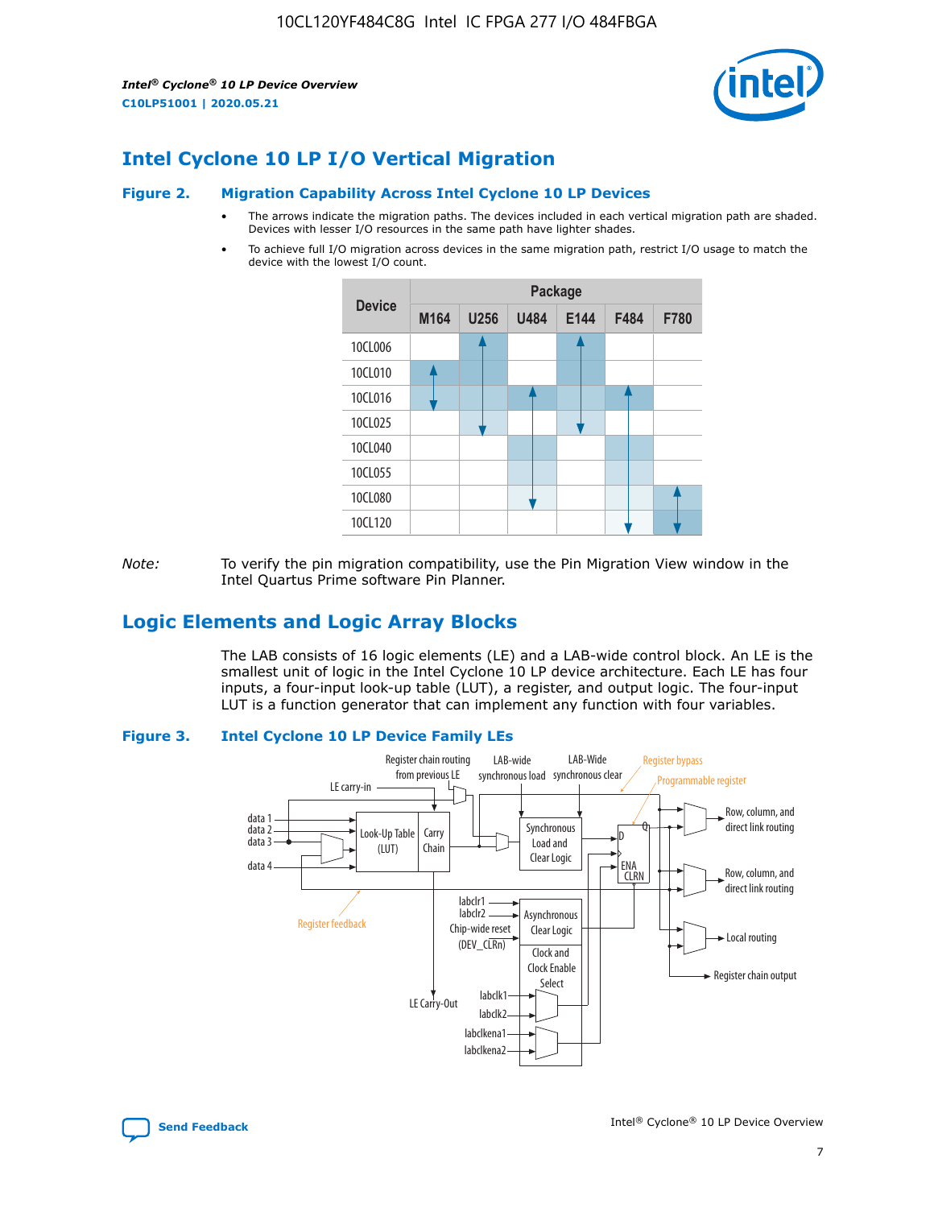## Intel Cyclone 10 LP I/O Vertical Migration

**Figure 2. Migration Capability Across Intel Cyclone 10 LP Devices**

- The arrows indicate the migration paths. The devices included in each vertical migration path are shaded. Devices with lesser I/O resources in the same path have lighter shades.
- To achieve full I/O migration across devices in the same migration path, restrict I/O usage to match the device with the lowest I/O count.

| Device | Package | | | | | |
|---|---|---|---|---|---|---|
| | M164 | U256 | U484 | E144 | F484 | F780 |
| 10CL006 | | | | | | |
| 10CL010 | | | | | | |
| 10CL016 | | | | | | |
| 10CL025 | | | | | | |
| 10CL040 | | | | | | |
| 10CL055 | | | | | | |
| 10CL080 | | | | | | |
| 10CL120 | | | | | | |

*Note:* To verify the pin migration compatibility, use the Pin Migration View window in the Intel Quartus Prime software Pin Planner.

## Logic Elements and Logic Array Blocks

The LAB consists of 16 logic elements (LE) and a LAB-wide control block. An LE is the smallest unit of logic in the Intel Cyclone 10 LP device architecture. Each LE has four inputs, a four-input look-up table (LUT), a register, and output logic. The four-input LUT is a function generator that can implement any function with four variables.

**Figure 3. Intel Cyclone 10 LP Device Family LEs**

Register chain routing from previous LE, LAB-wide synchronous load, LAB-Wide synchronous clear, Register bypass, Programmable register, LE carry-in, data 1, data 2, data 3, data 4, Look-Up Table (LUT), Carry Chain, Synchronous Load and Clear Logic, D, Q, ENA, CLRN, Row, column, and direct link routing, Row, column, and direct link routing, Local routing, Register chain output, Register feedback, labclr1, labclr2, Chip-wide reset (DEV_CLRn), Asynchronous Clear Logic, Clock and Clock Enable Select, LE Carry-Out, labclk1, labclk2, labclkena1, labclkena2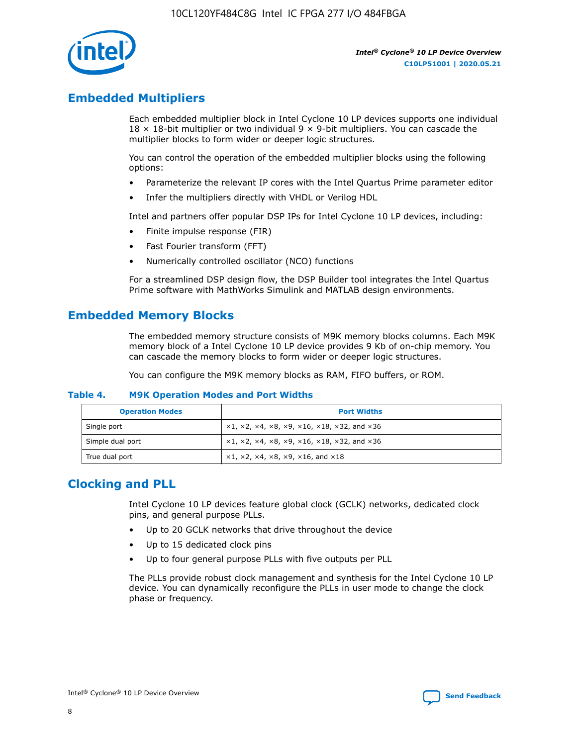## Embedded Multipliers

Each embedded multiplier block in Intel Cyclone 10 LP devices supports one individual 18 × 18-bit multiplier or two individual 9 × 9-bit multipliers. You can cascade the multiplier blocks to form wider or deeper logic structures.

You can control the operation of the embedded multiplier blocks using the following options:

- Parameterize the relevant IP cores with the Intel Quartus Prime parameter editor
- Infer the multipliers directly with VHDL or Verilog HDL

Intel and partners offer popular DSP IPs for Intel Cyclone 10 LP devices, including:

- Finite impulse response (FIR)
- Fast Fourier transform (FFT)
- Numerically controlled oscillator (NCO) functions

For a streamlined DSP design flow, the DSP Builder tool integrates the Intel Quartus Prime software with MathWorks Simulink and MATLAB design environments.

## Embedded Memory Blocks

The embedded memory structure consists of M9K memory blocks columns. Each M9K memory block of a Intel Cyclone 10 LP device provides 9 Kb of on-chip memory. You can cascade the memory blocks to form wider or deeper logic structures.

You can configure the M9K memory blocks as RAM, FIFO buffers, or ROM.

**Table 4. M9K Operation Modes and Port Widths**

| Operation Modes | Port Widths |
|---|---|
| Single port | ×1, ×2, ×4, ×8, ×9, ×16, ×18, ×32, and ×36 |
| Simple dual port | ×1, ×2, ×4, ×8, ×9, ×16, ×18, ×32, and ×36 |
| True dual port | ×1, ×2, ×4, ×8, ×9, ×16, and ×18 |

## Clocking and PLL

Intel Cyclone 10 LP devices feature global clock (GCLK) networks, dedicated clock pins, and general purpose PLLs.

- Up to 20 GCLK networks that drive throughout the device
- Up to 15 dedicated clock pins
- Up to four general purpose PLLs with five outputs per PLL

The PLLs provide robust clock management and synthesis for the Intel Cyclone 10 LP device. You can dynamically reconfigure the PLLs in user mode to change the clock phase or frequency.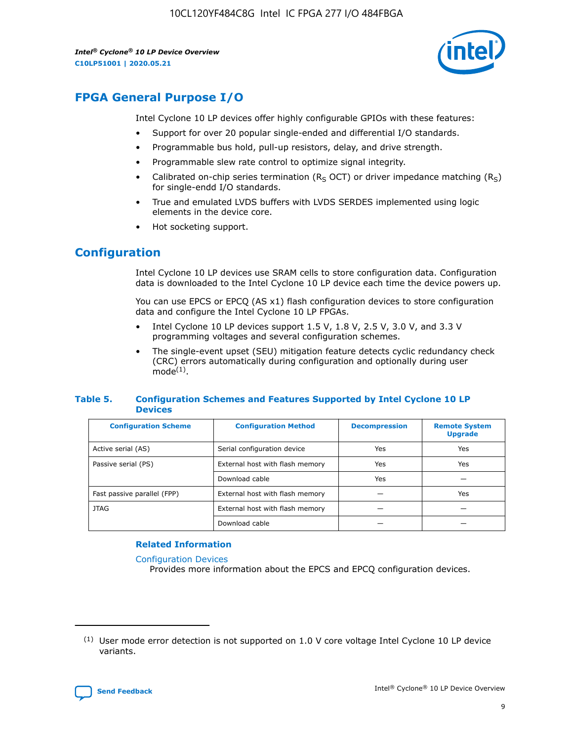## FPGA General Purpose I/O

Intel Cyclone 10 LP devices offer highly configurable GPIOs with these features:

- Support for over 20 popular single-ended and differential I/O standards.
- Programmable bus hold, pull-up resistors, delay, and drive strength.
- Programmable slew rate control to optimize signal integrity.
- Calibrated on-chip series termination ($R_S$ OCT) or driver impedance matching ($R_S$) for single-endd I/O standards.
- True and emulated LVDS buffers with LVDS SERDES implemented using logic elements in the device core.
- Hot socketing support.

## Configuration

Intel Cyclone 10 LP devices use SRAM cells to store configuration data. Configuration data is downloaded to the Intel Cyclone 10 LP device each time the device powers up.

You can use EPCS or EPCQ (AS x1) flash configuration devices to store configuration data and configure the Intel Cyclone 10 LP FPGAs.

- Intel Cyclone 10 LP devices support 1.5 V, 1.8 V, 2.5 V, 3.0 V, and 3.3 V programming voltages and several configuration schemes.
- The single-event upset (SEU) mitigation feature detects cyclic redundancy check (CRC) errors automatically during configuration and optionally during user mode[(1)].

**Table 5. Configuration Schemes and Features Supported by Intel Cyclone 10 LP Devices**

| Configuration Scheme | Configuration Method | Decompression | Remote System Upgrade |
|---|---|---|---|
| Active serial (AS) | Serial configuration device | Yes | Yes |
| Passive serial (PS) | External host with flash memory | Yes | Yes |
| | Download cable | Yes | — |
| Fast passive parallel (FPP) | External host with flash memory | — | Yes |
| JTAG | External host with flash memory | — | — |
| | Download cable | — | — |

### Related Information

Configuration Devices
Provides more information about the EPCS and EPCQ configuration devices.

(1) User mode error detection is not supported on 1.0 V core voltage Intel Cyclone 10 LP device variants.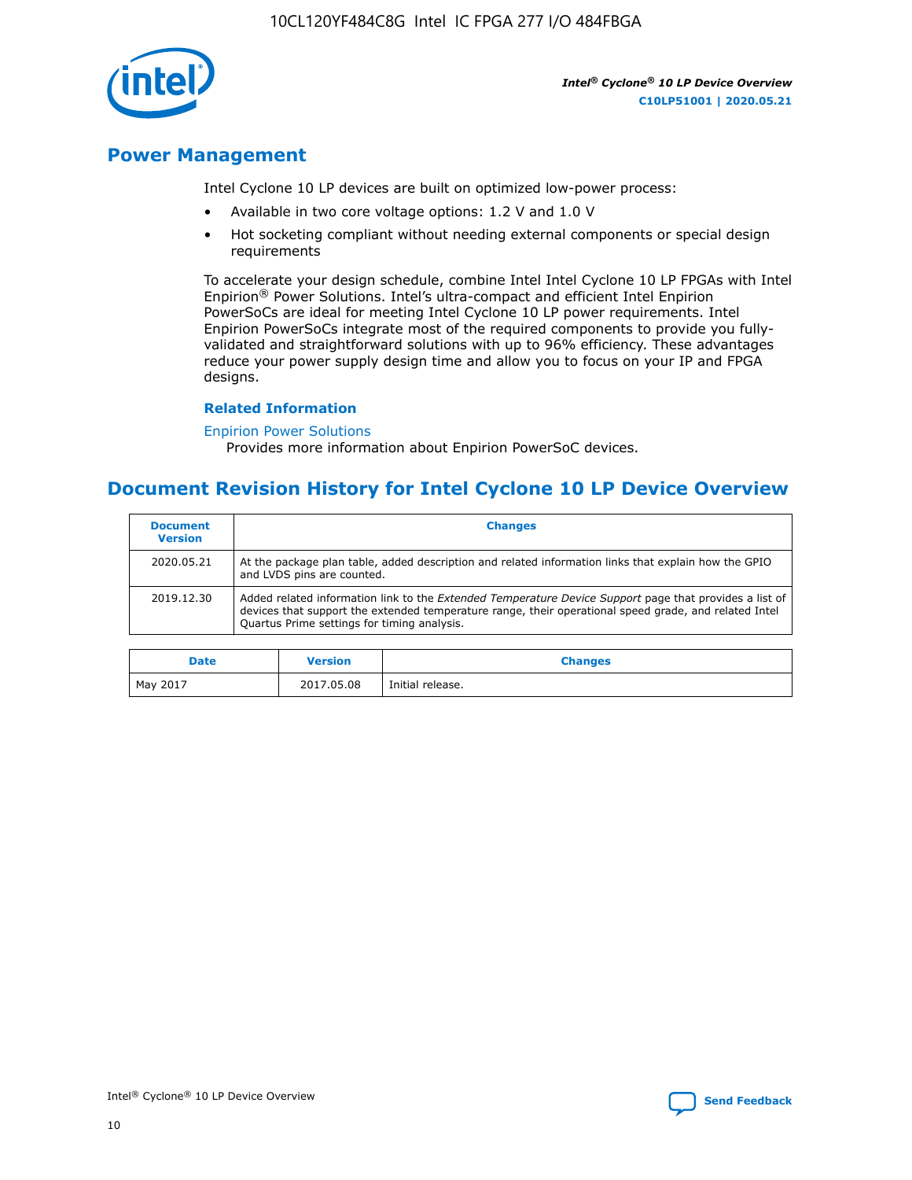## Power Management

Intel Cyclone 10 LP devices are built on optimized low-power process:

- Available in two core voltage options: 1.2 V and 1.0 V
- Hot socketing compliant without needing external components or special design requirements

To accelerate your design schedule, combine Intel Intel Cyclone 10 LP FPGAs with Intel Enpirion® Power Solutions. Intel's ultra-compact and efficient Intel Enpirion PowerSoCs are ideal for meeting Intel Cyclone 10 LP power requirements. Intel Enpirion PowerSoCs integrate most of the required components to provide you fully-validated and straightforward solutions with up to 96% efficiency. These advantages reduce your power supply design time and allow you to focus on your IP and FPGA designs.

### Related Information

Enpirion Power Solutions
Provides more information about Enpirion PowerSoC devices.

## Document Revision History for Intel Cyclone 10 LP Device Overview

| Document Version | Changes |
|---|---|
| 2020.05.21 | At the package plan table, added description and related information links that explain how the GPIO and LVDS pins are counted. |
| 2019.12.30 | Added related information link to the *Extended Temperature Device Support* page that provides a list of devices that support the extended temperature range, their operational speed grade, and related Intel Quartus Prime settings for timing analysis. |

| Date | Version | Changes |
|---|---|---|
| May 2017 | 2017.05.08 | Initial release. |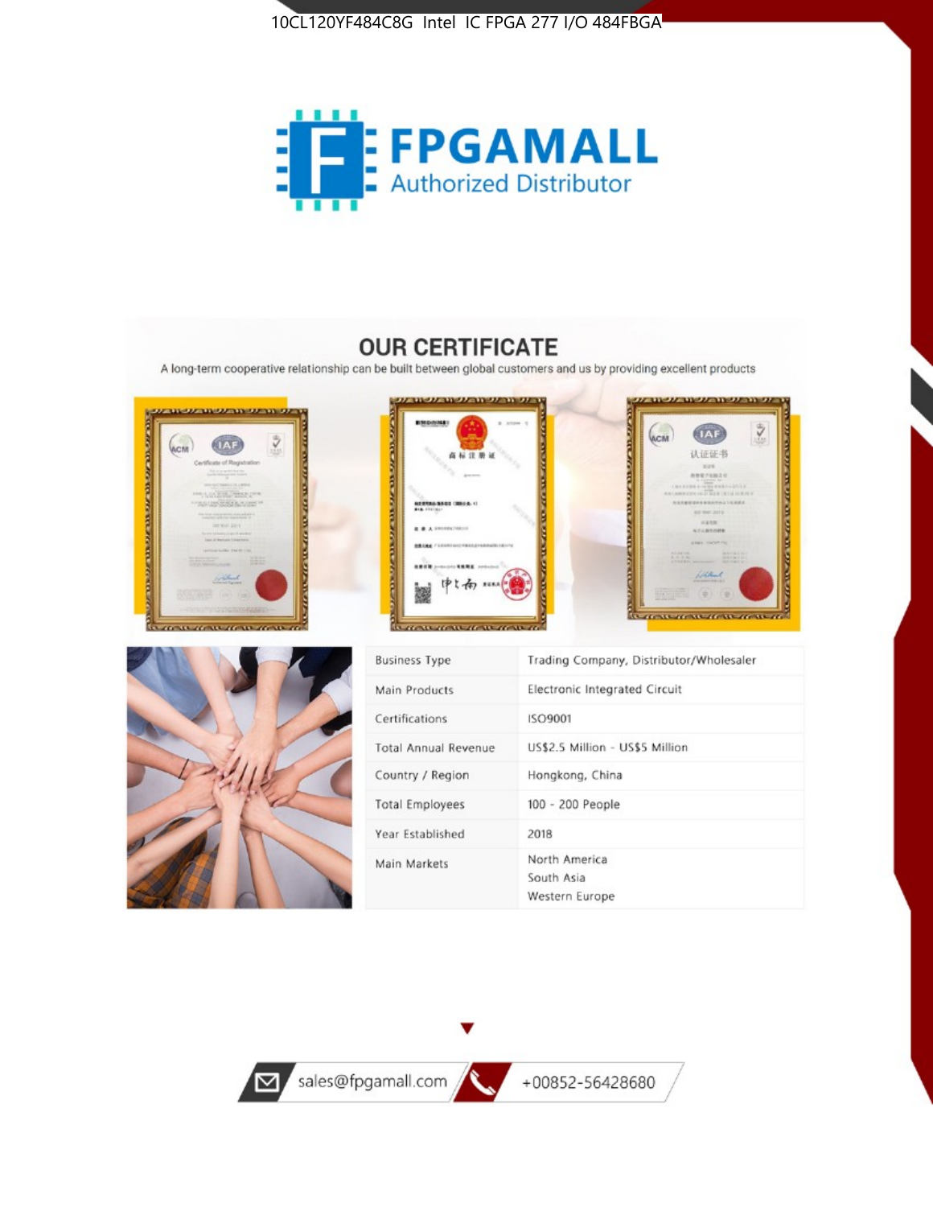FPGAMALL
Authorized Distributor

## OUR CERTIFICATE

A long-term cooperative relationship can be built between global customers and us by providing excellent products

| | |
|---|---|
| Business Type | Trading Company, Distributor/Wholesaler |
| Main Products | Electronic Integrated Circuit |
| Certifications | ISO9001 |
| Total Annual Revenue | US$2.5 Million - US$5 Million |
| Country / Region | Hongkong, China |
| Total Employees | 100 - 200 People |
| Year Established | 2018 |
| Main Markets | North America<br>South Asia<br>Western Europe |

sales@fpgamall.com +00852-56428680